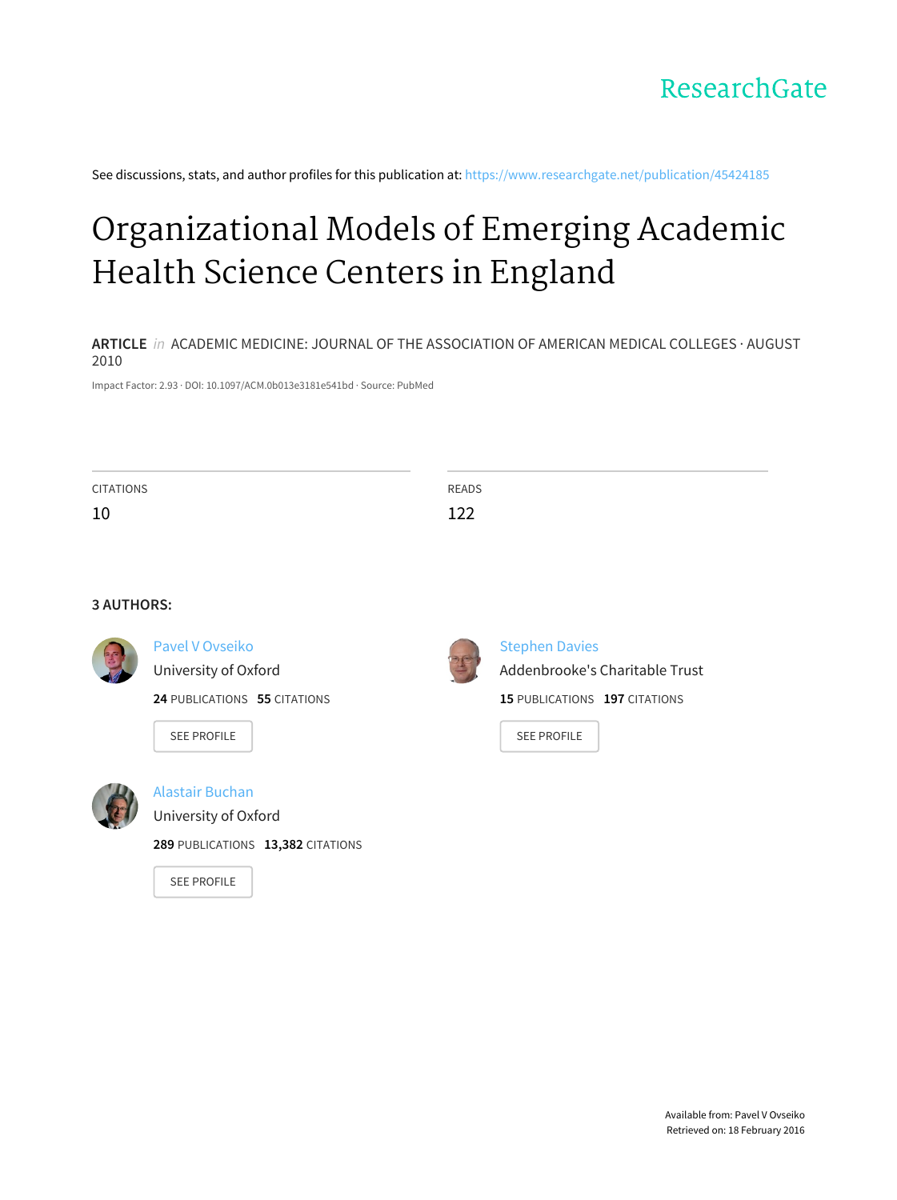ResearchGate

See discussions, stats, and author profiles for this publication at: https://www.researchgate.net/publication/45424185

# Organizational Models of Emerging Academic Health Science Centers in England

**ARTICLE** *in* ACADEMIC MEDICINE: JOURNAL OF THE ASSOCIATION OF AMERICAN MEDICAL COLLEGES · AUGUST 2010

Impact Factor: 2.93 · DOI: 10.1097/ACM.0b013e3181e541bd · Source: PubMed

| CITATIONS | READS |
| --- | --- |
| 10 | 122 |

**3 AUTHORS:**

**Pavel V Ovseiko**
University of Oxford
**24** PUBLICATIONS **55** CITATIONS
SEE PROFILE

**Stephen Davies**
Addenbrooke's Charitable Trust
**15** PUBLICATIONS **197** CITATIONS
SEE PROFILE

**Alastair Buchan**
University of Oxford
**289** PUBLICATIONS **13,382** CITATIONS
SEE PROFILE

Available from: Pavel V Ovseiko
Retrieved on: 18 February 2016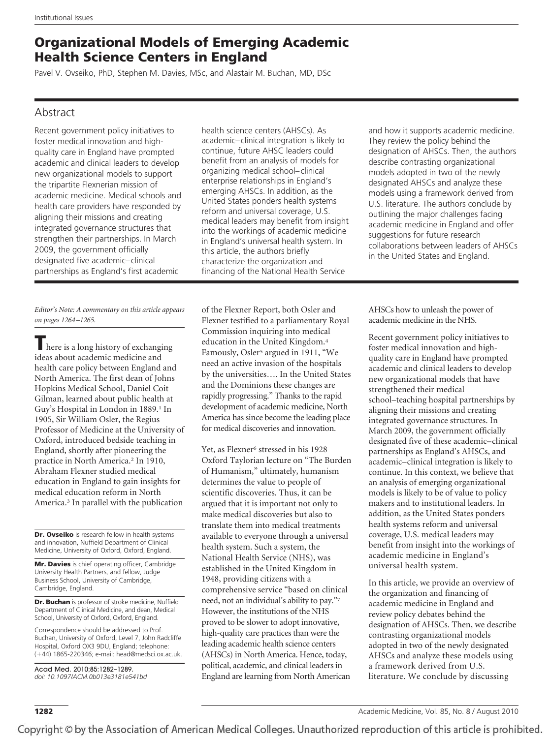Institutional Issues

# Organizational Models of Emerging Academic Health Science Centers in England

Pavel V. Ovseiko, PhD, Stephen M. Davies, MSc, and Alastair M. Buchan, MD, DSc

## Abstract

Recent government policy initiatives to foster medical innovation and high-quality care in England have prompted academic and clinical leaders to develop new organizational models to support the tripartite Flexnerian mission of academic medicine. Medical schools and health care providers have responded by aligning their missions and creating integrated governance structures that strengthen their partnerships. In March 2009, the government officially designated five academic–clinical partnerships as England's first academic health science centers (AHSCs). As academic–clinical integration is likely to continue, future AHSC leaders could benefit from an analysis of models for organizing medical school–clinical enterprise relationships in England's emerging AHSCs. In addition, as the United States ponders health systems reform and universal coverage, U.S. medical leaders may benefit from insight into the workings of academic medicine in England's universal health system. In this article, the authors briefly characterize the organization and financing of the National Health Service and how it supports academic medicine. They review the policy behind the designation of AHSCs. Then, the authors describe contrasting organizational models adopted in two of the newly designated AHSCs and analyze these models using a framework derived from U.S. literature. The authors conclude by outlining the major challenges facing academic medicine in England and offer suggestions for future research collaborations between leaders of AHSCs in the United States and England.

*Editor's Note: A commentary on this article appears on pages 1264–1265.*

There is a long history of exchanging ideas about academic medicine and health care policy between England and North America. The first dean of Johns Hopkins Medical School, Daniel Coit Gilman, learned about public health at Guy's Hospital in London in 1889.[1] In 1905, Sir William Osler, the Regius Professor of Medicine at the University of Oxford, introduced bedside teaching in England, shortly after pioneering the practice in North America.[2] In 1910, Abraham Flexner studied medical education in England to gain insights for medical education reform in North America.[3] In parallel with the publication of the Flexner Report, both Osler and Flexner testified to a parliamentary Royal Commission inquiring into medical education in the United Kingdom.[4] Famously, Osler[5] argued in 1911, "We need an active invasion of the hospitals by the universities…. In the United States and the Dominions these changes are rapidly progressing." Thanks to the rapid development of academic medicine, North America has since become the leading place for medical discoveries and innovation.

Yet, as Flexner[6] stressed in his 1928 Oxford Taylorian lecture on "The Burden of Humanism," ultimately, humanism determines the value to people of scientific discoveries. Thus, it can be argued that it is important not only to make medical discoveries but also to translate them into medical treatments available to everyone through a universal health system. Such a system, the National Health Service (NHS), was established in the United Kingdom in 1948, providing citizens with a comprehensive service "based on clinical need, not an individual's ability to pay."[7] However, the institutions of the NHS proved to be slower to adopt innovative, high-quality care practices than were the leading academic health science centers (AHSCs) in North America. Hence, today, political, academic, and clinical leaders in England are learning from North American AHSCs how to unleash the power of academic medicine in the NHS.

Recent government policy initiatives to foster medical innovation and high-quality care in England have prompted academic and clinical leaders to develop new organizational models that have strengthened their medical school–teaching hospital partnerships by aligning their missions and creating integrated governance structures. In March 2009, the government officially designated five of these academic–clinical partnerships as England's AHSCs, and academic–clinical integration is likely to continue. In this context, we believe that an analysis of emerging organizational models is likely to be of value to policy makers and to institutional leaders. In addition, as the United States ponders health systems reform and universal coverage, U.S. medical leaders may benefit from insight into the workings of academic medicine in England's universal health system.

In this article, we provide an overview of the organization and financing of academic medicine in England and review policy debates behind the designation of AHSCs. Then, we describe contrasting organizational models adopted in two of the newly designated AHSCs and analyze these models using a framework derived from U.S. literature. We conclude by discussing

**Dr. Ovseiko** is research fellow in health systems and innovation, Nuffield Department of Clinical Medicine, University of Oxford, Oxford, England.

**Mr. Davies** is chief operating officer, Cambridge University Health Partners, and fellow, Judge Business School, University of Cambridge, Cambridge, England.

**Dr. Buchan** is professor of stroke medicine, Nuffield Department of Clinical Medicine, and dean, Medical School, University of Oxford, Oxford, England.

Correspondence should be addressed to Prof. Buchan, University of Oxford, Level 7, John Radcliffe Hospital, Oxford OX3 9DU, England; telephone: (+44) 1865-220346; e-mail: head@medsci.ox.ac.uk.

Acad Med. 2010;85:1282–1289.
*doi: 10.1097/ACM.0b013e3181e541bd*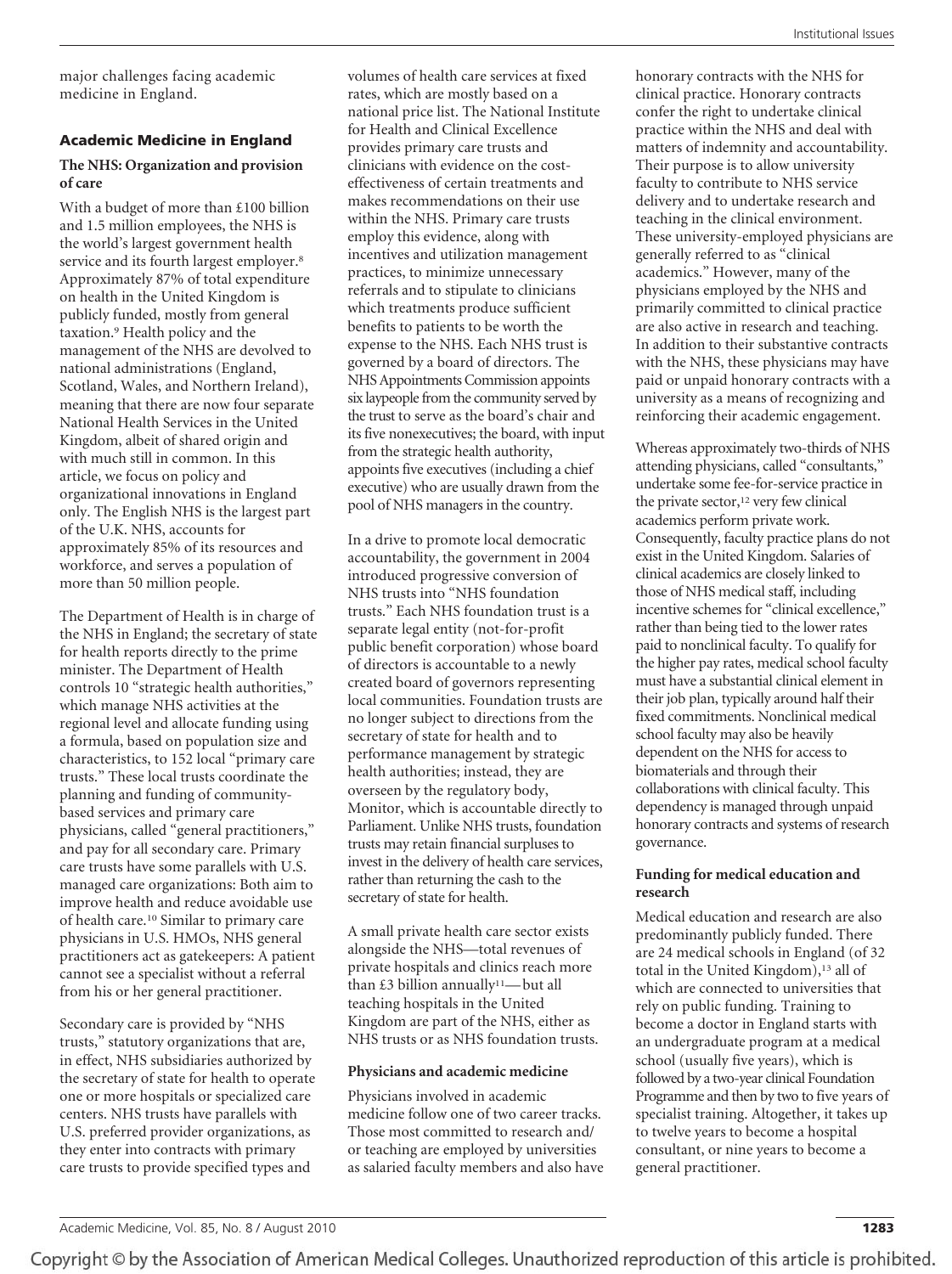major challenges facing academic medicine in England.

## Academic Medicine in England

### The NHS: Organization and provision of care

With a budget of more than £100 billion and 1.5 million employees, the NHS is the world's largest government health service and its fourth largest employer.[8] Approximately 87% of total expenditure on health in the United Kingdom is publicly funded, mostly from general taxation.[9] Health policy and the management of the NHS are devolved to national administrations (England, Scotland, Wales, and Northern Ireland), meaning that there are now four separate National Health Services in the United Kingdom, albeit of shared origin and with much still in common. In this article, we focus on policy and organizational innovations in England only. The English NHS is the largest part of the U.K. NHS, accounts for approximately 85% of its resources and workforce, and serves a population of more than 50 million people.

The Department of Health is in charge of the NHS in England; the secretary of state for health reports directly to the prime minister. The Department of Health controls 10 "strategic health authorities," which manage NHS activities at the regional level and allocate funding using a formula, based on population size and characteristics, to 152 local "primary care trusts." These local trusts coordinate the planning and funding of community-based services and primary care physicians, called "general practitioners," and pay for all secondary care. Primary care trusts have some parallels with U.S. managed care organizations: Both aim to improve health and reduce avoidable use of health care.[10] Similar to primary care physicians in U.S. HMOs, NHS general practitioners act as gatekeepers: A patient cannot see a specialist without a referral from his or her general practitioner.

Secondary care is provided by "NHS trusts," statutory organizations that are, in effect, NHS subsidiaries authorized by the secretary of state for health to operate one or more hospitals or specialized care centers. NHS trusts have parallels with U.S. preferred provider organizations, as they enter into contracts with primary care trusts to provide specified types and volumes of health care services at fixed rates, which are mostly based on a national price list. The National Institute for Health and Clinical Excellence provides primary care trusts and clinicians with evidence on the cost-effectiveness of certain treatments and makes recommendations on their use within the NHS. Primary care trusts employ this evidence, along with incentives and utilization management practices, to minimize unnecessary referrals and to stipulate to clinicians which treatments produce sufficient benefits to patients to be worth the expense to the NHS. Each NHS trust is governed by a board of directors. The NHS Appointments Commission appoints six laypeople from the community served by the trust to serve as the board's chair and its five nonexecutives; the board, with input from the strategic health authority, appoints five executives (including a chief executive) who are usually drawn from the pool of NHS managers in the country.

In a drive to promote local democratic accountability, the government in 2004 introduced progressive conversion of NHS trusts into "NHS foundation trusts." Each NHS foundation trust is a separate legal entity (not-for-profit public benefit corporation) whose board of directors is accountable to a newly created board of governors representing local communities. Foundation trusts are no longer subject to directions from the secretary of state for health and to performance management by strategic health authorities; instead, they are overseen by the regulatory body, Monitor, which is accountable directly to Parliament. Unlike NHS trusts, foundation trusts may retain financial surpluses to invest in the delivery of health care services, rather than returning the cash to the secretary of state for health.

A small private health care sector exists alongside the NHS—total revenues of private hospitals and clinics reach more than £3 billion annually[11]—but all teaching hospitals in the United Kingdom are part of the NHS, either as NHS trusts or as NHS foundation trusts.

### Physicians and academic medicine

Physicians involved in academic medicine follow one of two career tracks. Those most committed to research and/or teaching are employed by universities as salaried faculty members and also have honorary contracts with the NHS for clinical practice. Honorary contracts confer the right to undertake clinical practice within the NHS and deal with matters of indemnity and accountability. Their purpose is to allow university faculty to contribute to NHS service delivery and to undertake research and teaching in the clinical environment. These university-employed physicians are generally referred to as "clinical academics." However, many of the physicians employed by the NHS and primarily committed to clinical practice are also active in research and teaching. In addition to their substantive contracts with the NHS, these physicians may have paid or unpaid honorary contracts with a university as a means of recognizing and reinforcing their academic engagement.

Whereas approximately two-thirds of NHS attending physicians, called "consultants," undertake some fee-for-service practice in the private sector,[12] very few clinical academics perform private work. Consequently, faculty practice plans do not exist in the United Kingdom. Salaries of clinical academics are closely linked to those of NHS medical staff, including incentive schemes for "clinical excellence," rather than being tied to the lower rates paid to nonclinical faculty. To qualify for the higher pay rates, medical school faculty must have a substantial clinical element in their job plan, typically around half their fixed commitments. Nonclinical medical school faculty may also be heavily dependent on the NHS for access to biomaterials and through their collaborations with clinical faculty. This dependency is managed through unpaid honorary contracts and systems of research governance.

### Funding for medical education and research

Medical education and research are also predominantly publicly funded. There are 24 medical schools in England (of 32 total in the United Kingdom),[13] all of which are connected to universities that rely on public funding. Training to become a doctor in England starts with an undergraduate program at a medical school (usually five years), which is followed by a two-year clinical Foundation Programme and then by two to five years of specialist training. Altogether, it takes up to twelve years to become a hospital consultant, or nine years to become a general practitioner.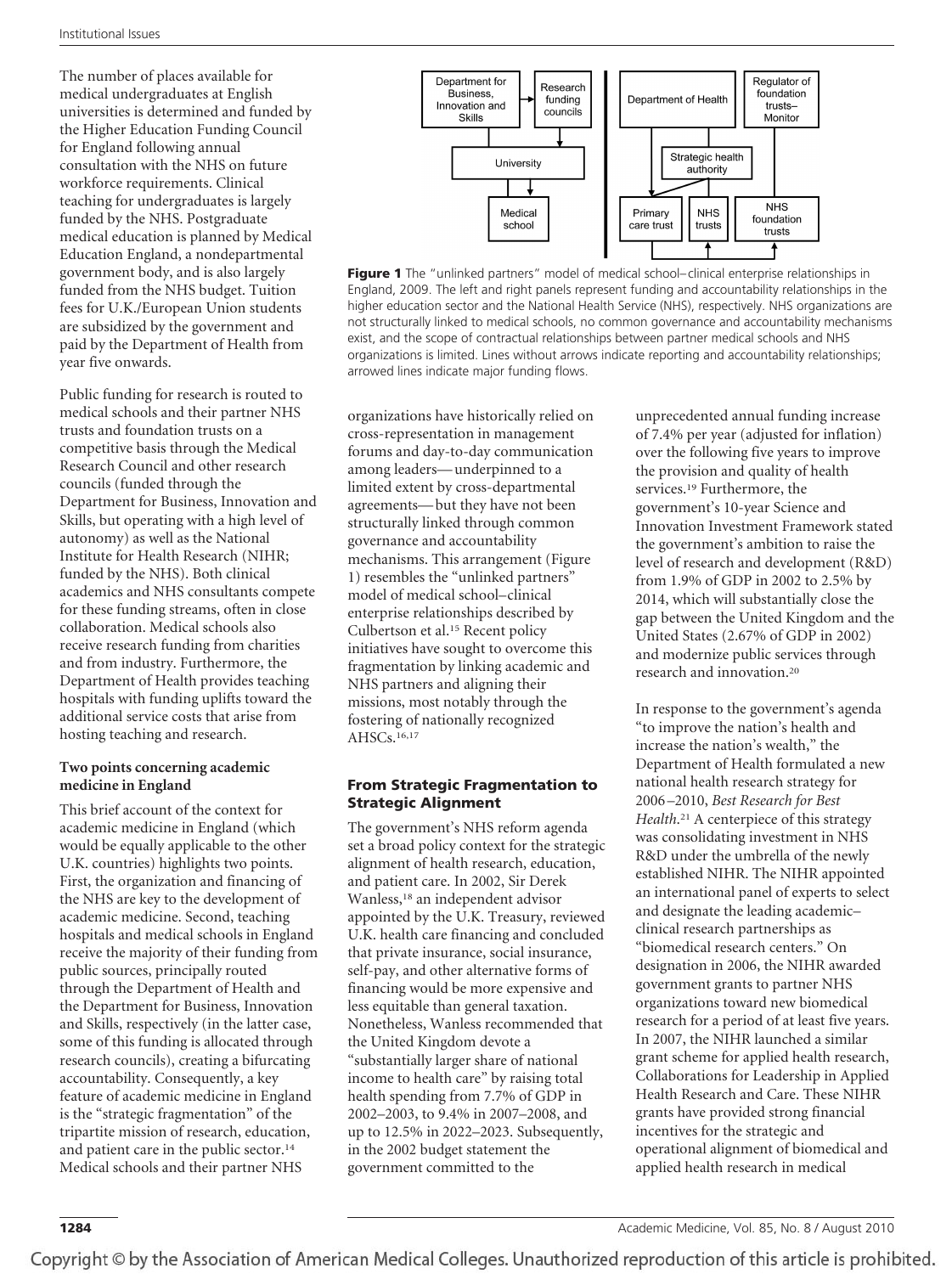The number of places available for medical undergraduates at English universities is determined and funded by the Higher Education Funding Council for England following annual consultation with the NHS on future workforce requirements. Clinical teaching for undergraduates is largely funded by the NHS. Postgraduate medical education is planned by Medical Education England, a nondepartmental government body, and is also largely funded from the NHS budget. Tuition fees for U.K./European Union students are subsidized by the government and paid by the Department of Health from year five onwards.

Public funding for research is routed to medical schools and their partner NHS trusts and foundation trusts on a competitive basis through the Medical Research Council and other research councils (funded through the Department for Business, Innovation and Skills, but operating with a high level of autonomy) as well as the National Institute for Health Research (NIHR; funded by the NHS). Both clinical academics and NHS consultants compete for these funding streams, often in close collaboration. Medical schools also receive research funding from charities and from industry. Furthermore, the Department of Health provides teaching hospitals with funding uplifts toward the additional service costs that arise from hosting teaching and research.

**Two points concerning academic medicine in England**

This brief account of the context for academic medicine in England (which would be equally applicable to the other U.K. countries) highlights two points. First, the organization and financing of the NHS are key to the development of academic medicine. Second, teaching hospitals and medical schools in England receive the majority of their funding from public sources, principally routed through the Department of Health and the Department for Business, Innovation and Skills, respectively (in the latter case, some of this funding is allocated through research councils), creating a bifurcating accountability. Consequently, a key feature of academic medicine in England is the "strategic fragmentation" of the tripartite mission of research, education, and patient care in the public sector.[14] Medical schools and their partner NHS organizations have historically relied on cross-representation in management forums and day-to-day communication among leaders—underpinned to a limited extent by cross-departmental agreements—but they have not been structurally linked through common governance and accountability mechanisms. This arrangement (Figure 1) resembles the "unlinked partners" model of medical school–clinical enterprise relationships described by Culbertson et al.[15] Recent policy initiatives have sought to overcome this fragmentation by linking academic and NHS partners and aligning their missions, most notably through the fostering of nationally recognized AHSCs.[16,17]

Department for Business, Innovation and Skills
Research funding councils
University
Medical school
Department of Health
Regulator of foundation trusts–Monitor
Strategic health authority
Primary care trust
NHS trusts
NHS foundation trusts

**Figure 1** The "unlinked partners" model of medical school–clinical enterprise relationships in England, 2009. The left and right panels represent funding and accountability relationships in the higher education sector and the National Health Service (NHS), respectively. NHS organizations are not structurally linked to medical schools, no common governance and accountability mechanisms exist, and the scope of contractual relationships between partner medical schools and NHS organizations is limited. Lines without arrows indicate reporting and accountability relationships; arrowed lines indicate major funding flows.

### From Strategic Fragmentation to Strategic Alignment

The government's NHS reform agenda set a broad policy context for the strategic alignment of health research, education, and patient care. In 2002, Sir Derek Wanless,[18] an independent advisor appointed by the U.K. Treasury, reviewed U.K. health care financing and concluded that private insurance, social insurance, self-pay, and other alternative forms of financing would be more expensive and less equitable than general taxation. Nonetheless, Wanless recommended that the United Kingdom devote a "substantially larger share of national income to health care" by raising total health spending from 7.7% of GDP in 2002–2003, to 9.4% in 2007–2008, and up to 12.5% in 2022–2023. Subsequently, in the 2002 budget statement the government committed to the unprecedented annual funding increase of 7.4% per year (adjusted for inflation) over the following five years to improve the provision and quality of health services.[19] Furthermore, the government's 10-year Science and Innovation Investment Framework stated the government's ambition to raise the level of research and development (R&D) from 1.9% of GDP in 2002 to 2.5% by 2014, which will substantially close the gap between the United Kingdom and the United States (2.67% of GDP in 2002) and modernize public services through research and innovation.[20]

In response to the government's agenda "to improve the nation's health and increase the nation's wealth," the Department of Health formulated a new national health research strategy for 2006–2010, *Best Research for Best Health*.[21] A centerpiece of this strategy was consolidating investment in NHS R&D under the umbrella of the newly established NIHR. The NIHR appointed an international panel of experts to select and designate the leading academic–clinical research partnerships as "biomedical research centers." On designation in 2006, the NIHR awarded government grants to partner NHS organizations toward new biomedical research for a period of at least five years. In 2007, the NIHR launched a similar grant scheme for applied health research, Collaborations for Leadership in Applied Health Research and Care. These NIHR grants have provided strong financial incentives for the strategic and operational alignment of biomedical and applied health research in medical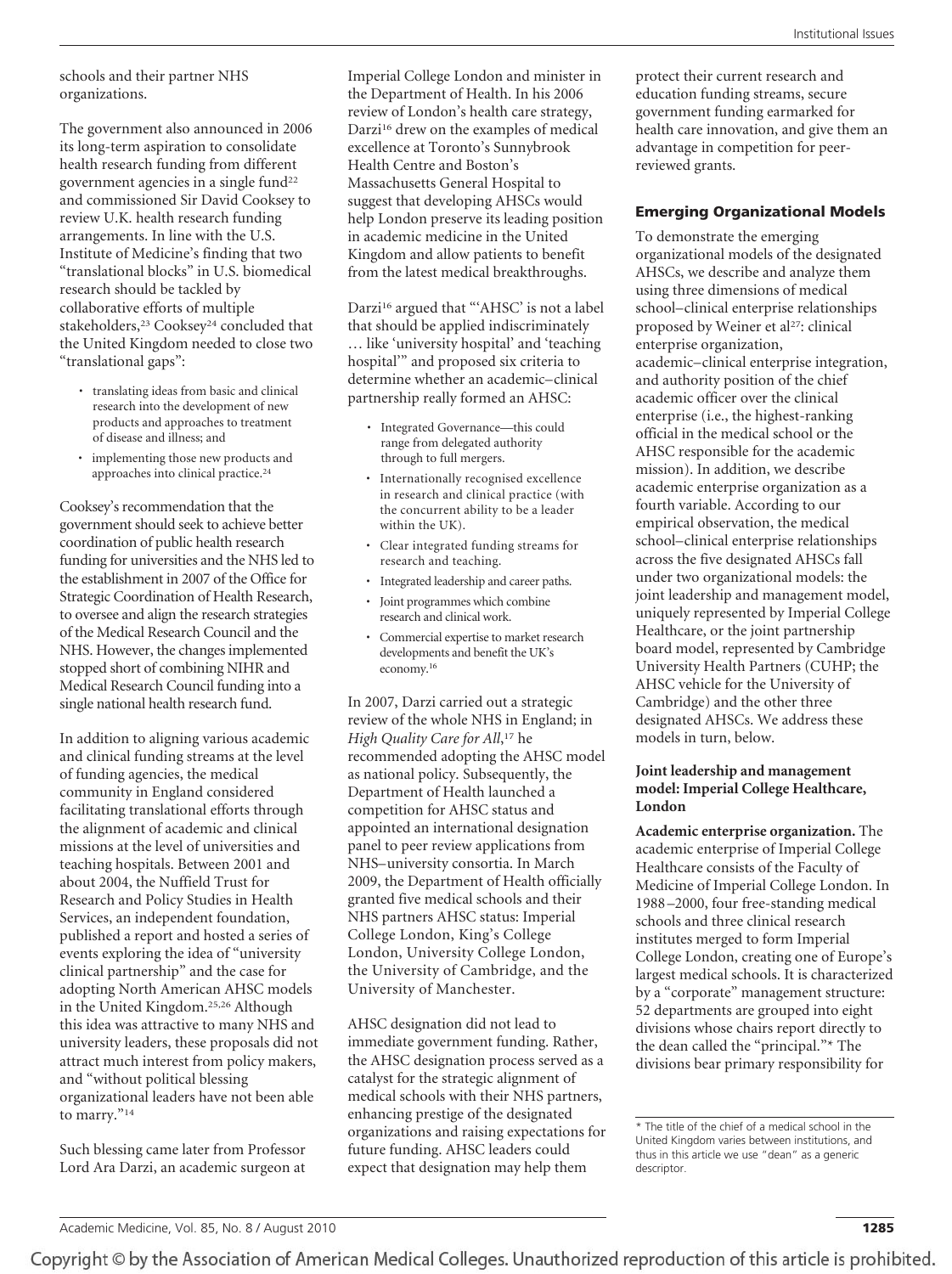schools and their partner NHS organizations.

The government also announced in 2006 its long-term aspiration to consolidate health research funding from different government agencies in a single fund[22] and commissioned Sir David Cooksey to review U.K. health research funding arrangements. In line with the U.S. Institute of Medicine's finding that two "translational blocks" in U.S. biomedical research should be tackled by collaborative efforts of multiple stakeholders,[23] Cooksey[24] concluded that the United Kingdom needed to close two "translational gaps":

- translating ideas from basic and clinical research into the development of new products and approaches to treatment of disease and illness; and
- implementing those new products and approaches into clinical practice.[24]

Cooksey's recommendation that the government should seek to achieve better coordination of public health research funding for universities and the NHS led to the establishment in 2007 of the Office for Strategic Coordination of Health Research, to oversee and align the research strategies of the Medical Research Council and the NHS. However, the changes implemented stopped short of combining NIHR and Medical Research Council funding into a single national health research fund.

In addition to aligning various academic and clinical funding streams at the level of funding agencies, the medical community in England considered facilitating translational efforts through the alignment of academic and clinical missions at the level of universities and teaching hospitals. Between 2001 and about 2004, the Nuffield Trust for Research and Policy Studies in Health Services, an independent foundation, published a report and hosted a series of events exploring the idea of "university clinical partnership" and the case for adopting North American AHSC models in the United Kingdom.[25,26] Although this idea was attractive to many NHS and university leaders, these proposals did not attract much interest from policy makers, and "without political blessing organizational leaders have not been able to marry."[14]

Such blessing came later from Professor Lord Ara Darzi, an academic surgeon at Imperial College London and minister in the Department of Health. In his 2006 review of London's health care strategy, Darzi[16] drew on the examples of medical excellence at Toronto's Sunnybrook Health Centre and Boston's Massachusetts General Hospital to suggest that developing AHSCs would help London preserve its leading position in academic medicine in the United Kingdom and allow patients to benefit from the latest medical breakthroughs.

Darzi[16] argued that "'AHSC' is not a label that should be applied indiscriminately … like 'university hospital' and 'teaching hospital'" and proposed six criteria to determine whether an academic–clinical partnership really formed an AHSC:

- Integrated Governance—this could range from delegated authority through to full mergers.
- Internationally recognised excellence in research and clinical practice (with the concurrent ability to be a leader within the UK).
- Clear integrated funding streams for research and teaching.
- Integrated leadership and career paths.
- Joint programmes which combine research and clinical work.
- Commercial expertise to market research developments and benefit the UK's economy.[16]

In 2007, Darzi carried out a strategic review of the whole NHS in England; in *High Quality Care for All*,[17] he recommended adopting the AHSC model as national policy. Subsequently, the Department of Health launched a competition for AHSC status and appointed an international designation panel to peer review applications from NHS–university consortia. In March 2009, the Department of Health officially granted five medical schools and their NHS partners AHSC status: Imperial College London, King's College London, University College London, the University of Cambridge, and the University of Manchester.

AHSC designation did not lead to immediate government funding. Rather, the AHSC designation process served as a catalyst for the strategic alignment of medical schools with their NHS partners, enhancing prestige of the designated organizations and raising expectations for future funding. AHSC leaders could expect that designation may help them protect their current research and education funding streams, secure government funding earmarked for health care innovation, and give them an advantage in competition for peer-reviewed grants.

## Emerging Organizational Models

To demonstrate the emerging organizational models of the designated AHSCs, we describe and analyze them using three dimensions of medical school–clinical enterprise relationships proposed by Weiner et al[27]: clinical enterprise organization, academic–clinical enterprise integration, and authority position of the chief academic officer over the clinical enterprise (i.e., the highest-ranking official in the medical school or the AHSC responsible for the academic mission). In addition, we describe academic enterprise organization as a fourth variable. According to our empirical observation, the medical school–clinical enterprise relationships across the five designated AHSCs fall under two organizational models: the joint leadership and management model, uniquely represented by Imperial College Healthcare, or the joint partnership board model, represented by Cambridge University Health Partners (CUHP; the AHSC vehicle for the University of Cambridge) and the other three designated AHSCs. We address these models in turn, below.

### Joint leadership and management model: Imperial College Healthcare, London

**Academic enterprise organization.** The academic enterprise of Imperial College Healthcare consists of the Faculty of Medicine of Imperial College London. In 1988–2000, four free-standing medical schools and three clinical research institutes merged to form Imperial College London, creating one of Europe's largest medical schools. It is characterized by a "corporate" management structure: 52 departments are grouped into eight divisions whose chairs report directly to the dean called the "principal."* The divisions bear primary responsibility for

\* The title of the chief of a medical school in the United Kingdom varies between institutions, and thus in this article we use "dean" as a generic descriptor.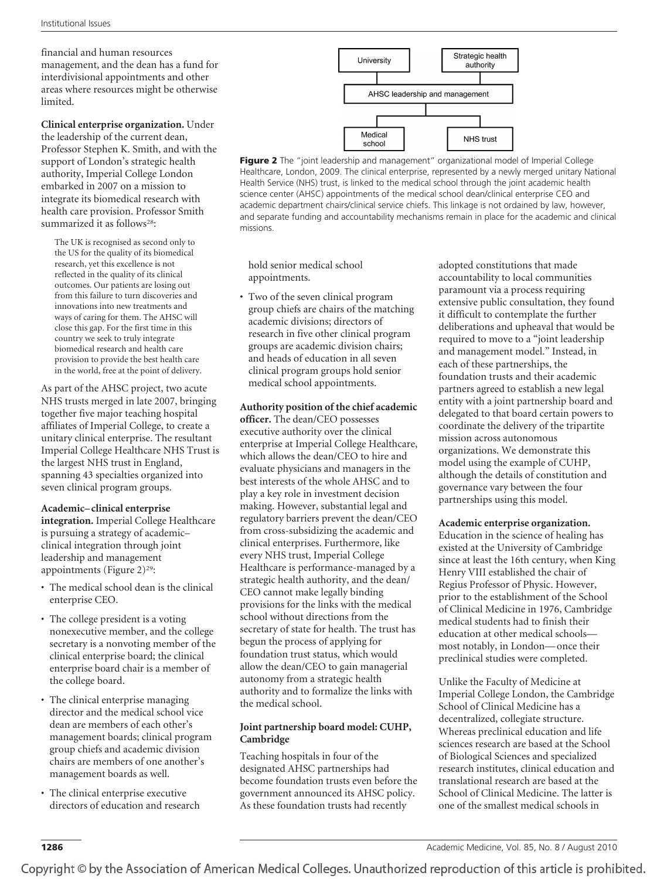financial and human resources management, and the dean has a fund for interdivisional appointments and other areas where resources might be otherwise limited.

**Clinical enterprise organization.** Under the leadership of the current dean, Professor Stephen K. Smith, and with the support of London's strategic health authority, Imperial College London embarked in 2007 on a mission to integrate its biomedical research with health care provision. Professor Smith summarized it as follows[28]:

> The UK is recognised as second only to the US for the quality of its biomedical research, yet this excellence is not reflected in the quality of its clinical outcomes. Our patients are losing out from this failure to turn discoveries and innovations into new treatments and ways of caring for them. The AHSC will close this gap. For the first time in this country we seek to truly integrate biomedical research and health care provision to provide the best health care in the world, free at the point of delivery.

As part of the AHSC project, two acute NHS trusts merged in late 2007, bringing together five major teaching hospital affiliates of Imperial College, to create a unitary clinical enterprise. The resultant Imperial College Healthcare NHS Trust is the largest NHS trust in England, spanning 43 specialties organized into seven clinical program groups.

**Academic–clinical enterprise integration.** Imperial College Healthcare is pursuing a strategy of academic–clinical integration through joint leadership and management appointments (Figure 2)[29]:

- The medical school dean is the clinical enterprise CEO.
- The college president is a voting nonexecutive member, and the college secretary is a nonvoting member of the clinical enterprise board; the clinical enterprise board chair is a member of the college board.
- The clinical enterprise managing director and the medical school vice dean are members of each other's management boards; clinical program group chiefs and academic division chairs are members of one another's management boards as well.
- The clinical enterprise executive directors of education and research hold senior medical school appointments.
- Two of the seven clinical program group chiefs are chairs of the matching academic divisions; directors of research in five other clinical program groups are academic division chairs; and heads of education in all seven clinical program groups hold senior medical school appointments.

University

Strategic health authority

AHSC leadership and management

Medical school

NHS trust

**Figure 2** The "joint leadership and management" organizational model of Imperial College Healthcare, London, 2009. The clinical enterprise, represented by a newly merged unitary National Health Service (NHS) trust, is linked to the medical school through the joint academic health science center (AHSC) appointments of the medical school dean/clinical enterprise CEO and academic department chairs/clinical service chiefs. This linkage is not ordained by law, however, and separate funding and accountability mechanisms remain in place for the academic and clinical missions.

**Authority position of the chief academic officer.** The dean/CEO possesses executive authority over the clinical enterprise at Imperial College Healthcare, which allows the dean/CEO to hire and evaluate physicians and managers in the best interests of the whole AHSC and to play a key role in investment decision making. However, substantial legal and regulatory barriers prevent the dean/CEO from cross-subsidizing the academic and clinical enterprises. Furthermore, like every NHS trust, Imperial College Healthcare is performance-managed by a strategic health authority, and the dean/CEO cannot make legally binding provisions for the links with the medical school without directions from the secretary of state for health. The trust has begun the process of applying for foundation trust status, which would allow the dean/CEO to gain managerial autonomy from a strategic health authority and to formalize the links with the medical school.

### Joint partnership board model: CUHP, Cambridge

Teaching hospitals in four of the designated AHSC partnerships had become foundation trusts even before the government announced its AHSC policy. As these foundation trusts had recently adopted constitutions that made accountability to local communities paramount via a process requiring extensive public consultation, they found it difficult to contemplate the further deliberations and upheaval that would be required to move to a "joint leadership and management model." Instead, in each of these partnerships, the foundation trusts and their academic partners agreed to establish a new legal entity with a joint partnership board and delegated to that board certain powers to coordinate the delivery of the tripartite mission across autonomous organizations. We demonstrate this model using the example of CUHP, although the details of constitution and governance vary between the four partnerships using this model.

**Academic enterprise organization.** Education in the science of healing has existed at the University of Cambridge since at least the 16th century, when King Henry VIII established the chair of Regius Professor of Physic. However, prior to the establishment of the School of Clinical Medicine in 1976, Cambridge medical students had to finish their education at other medical schools—most notably, in London—once their preclinical studies were completed.

Unlike the Faculty of Medicine at Imperial College London, the Cambridge School of Clinical Medicine has a decentralized, collegiate structure. Whereas preclinical education and life sciences research are based at the School of Biological Sciences and specialized research institutes, clinical education and translational research are based at the School of Clinical Medicine. The latter is one of the smallest medical schools in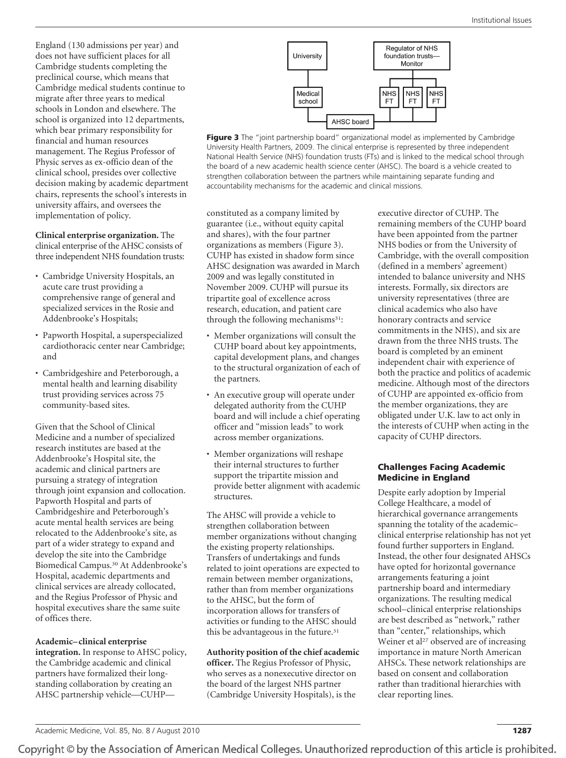England (130 admissions per year) and does not have sufficient places for all Cambridge students completing the preclinical course, which means that Cambridge medical students continue to migrate after three years to medical schools in London and elsewhere. The school is organized into 12 departments, which bear primary responsibility for financial and human resources management. The Regius Professor of Physic serves as ex-officio dean of the clinical school, presides over collective decision making by academic department chairs, represents the school's interests in university affairs, and oversees the implementation of policy.

**Clinical enterprise organization.** The clinical enterprise of the AHSC consists of three independent NHS foundation trusts:

- Cambridge University Hospitals, an acute care trust providing a comprehensive range of general and specialized services in the Rosie and Addenbrooke's Hospitals;
- Papworth Hospital, a superspecialized cardiothoracic center near Cambridge; and
- Cambridgeshire and Peterborough, a mental health and learning disability trust providing services across 75 community-based sites.

Given that the School of Clinical Medicine and a number of specialized research institutes are based at the Addenbrooke's Hospital site, the academic and clinical partners are pursuing a strategy of integration through joint expansion and collocation. Papworth Hospital and parts of Cambridgeshire and Peterborough's acute mental health services are being relocated to the Addenbrooke's site, as part of a wider strategy to expand and develop the site into the Cambridge Biomedical Campus.[30] At Addenbrooke's Hospital, academic departments and clinical services are already collocated, and the Regius Professor of Physic and hospital executives share the same suite of offices there.

**Academic–clinical enterprise integration.** In response to AHSC policy, the Cambridge academic and clinical partners have formalized their long-standing collaboration by creating an AHSC partnership vehicle—CUHP—constituted as a company limited by guarantee (i.e., without equity capital and shares), with the four partner organizations as members (Figure 3). CUHP has existed in shadow form since AHSC designation was awarded in March 2009 and was legally constituted in November 2009. CUHP will pursue its tripartite goal of excellence across research, education, and patient care through the following mechanisms[31]:

University

Regulator of NHS foundation trusts—Monitor

Medical school

NHS FT

NHS FT

NHS FT

AHSC board

**Figure 3** The "joint partnership board" organizational model as implemented by Cambridge University Health Partners, 2009. The clinical enterprise is represented by three independent National Health Service (NHS) foundation trusts (FTs) and is linked to the medical school through the board of a new academic health science center (AHSC). The board is a vehicle created to strengthen collaboration between the partners while maintaining separate funding and accountability mechanisms for the academic and clinical missions.

- Member organizations will consult the CUHP board about key appointments, capital development plans, and changes to the structural organization of each of the partners.
- An executive group will operate under delegated authority from the CUHP board and will include a chief operating officer and "mission leads" to work across member organizations.
- Member organizations will reshape their internal structures to further support the tripartite mission and provide better alignment with academic structures.

The AHSC will provide a vehicle to strengthen collaboration between member organizations without changing the existing property relationships. Transfers of undertakings and funds related to joint operations are expected to remain between member organizations, rather than from member organizations to the AHSC, but the form of incorporation allows for transfers of activities or funding to the AHSC should this be advantageous in the future.[31]

**Authority position of the chief academic officer.** The Regius Professor of Physic, who serves as a nonexecutive director on the board of the largest NHS partner (Cambridge University Hospitals), is the executive director of CUHP. The remaining members of the CUHP board have been appointed from the partner NHS bodies or from the University of Cambridge, with the overall composition (defined in a members' agreement) intended to balance university and NHS interests. Formally, six directors are university representatives (three are clinical academics who also have honorary contracts and service commitments in the NHS), and six are drawn from the three NHS trusts. The board is completed by an eminent independent chair with experience of both the practice and politics of academic medicine. Although most of the directors of CUHP are appointed ex-officio from the member organizations, they are obligated under U.K. law to act only in the interests of CUHP when acting in the capacity of CUHP directors.

## Challenges Facing Academic Medicine in England

Despite early adoption by Imperial College Healthcare, a model of hierarchical governance arrangements spanning the totality of the academic–clinical enterprise relationship has not yet found further supporters in England. Instead, the other four designated AHSCs have opted for horizontal governance arrangements featuring a joint partnership board and intermediary organizations. The resulting medical school–clinical enterprise relationships are best described as "network," rather than "center," relationships, which Weiner et al[27] observed are of increasing importance in mature North American AHSCs. These network relationships are based on consent and collaboration rather than traditional hierarchies with clear reporting lines.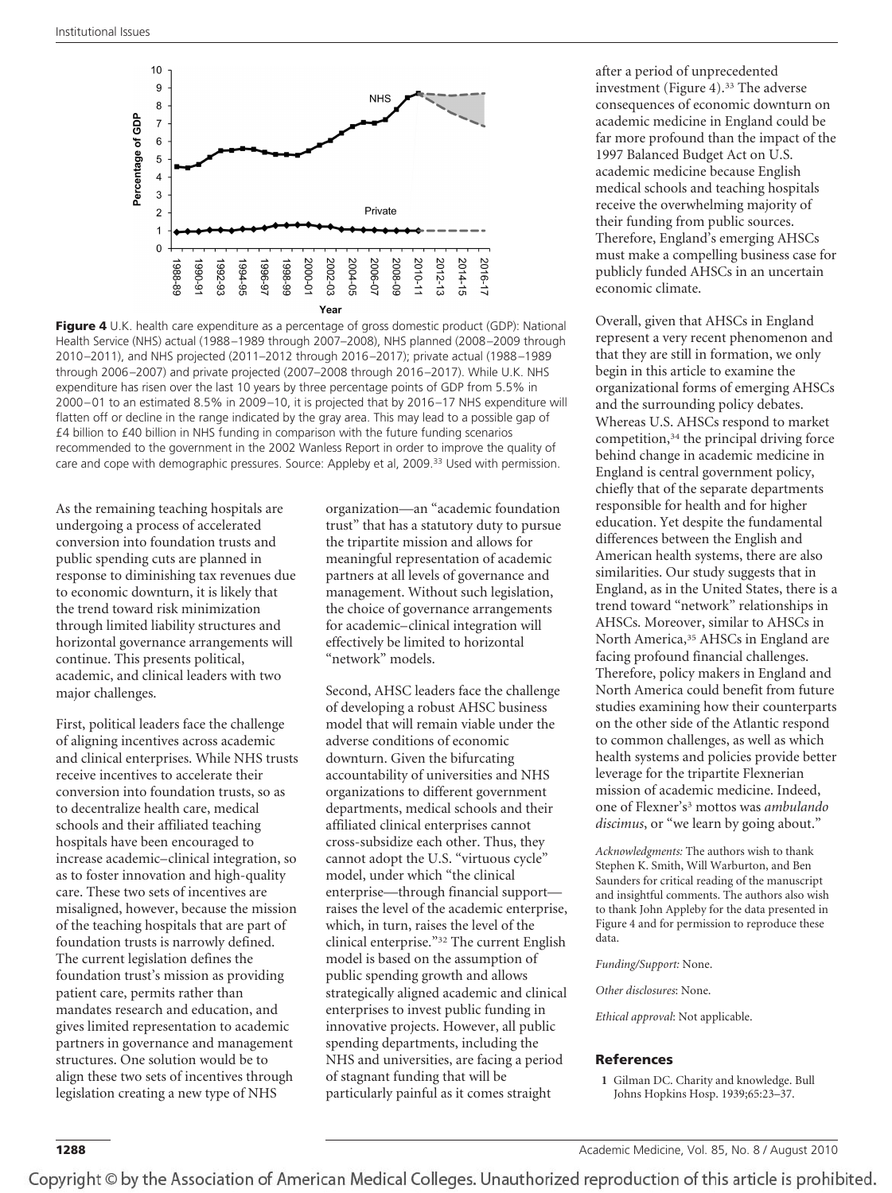**Figure 4** U.K. health care expenditure as a percentage of gross domestic product (GDP): National Health Service (NHS) actual (1988–1989 through 2007–2008), NHS planned (2008–2009 through 2010–2011), and NHS projected (2011–2012 through 2016–2017); private actual (1988–1989 through 2006–2007) and private projected (2007–2008 through 2016–2017). While U.K. NHS expenditure has risen over the last 10 years by three percentage points of GDP from 5.5% in 2000–01 to an estimated 8.5% in 2009–10, it is projected that by 2016–17 NHS expenditure will flatten off or decline in the range indicated by the gray area. This may lead to a possible gap of £4 billion to £40 billion in NHS funding in comparison with the future funding scenarios recommended to the government in the 2002 Wanless Report in order to improve the quality of care and cope with demographic pressures. Source: Appleby by et al, 2009.[33] Used with permission.

As the remaining teaching hospitals are undergoing a process of accelerated conversion into foundation trusts and public spending cuts are planned in response to diminishing tax revenues due to economic downturn, it is likely that the trend toward risk minimization through limited liability structures and horizontal governance arrangements will continue. This presents political, academic, and clinical leaders with two major challenges.

First, political leaders face the challenge of aligning incentives across academic and clinical enterprises. While NHS trusts receive incentives to accelerate their conversion into foundation trusts, so as to decentralize health care, medical schools and their affiliated teaching hospitals have been encouraged to increase academic–clinical integration, so as to foster innovation and high-quality care. These two sets of incentives are misaligned, however, because the mission of the teaching hospitals that are part of foundation trusts is narrowly defined. The current legislation defines the foundation trust's mission as providing patient care, permits rather than mandates research and education, and gives limited representation to academic partners in governance and management structures. One solution would be to align these two sets of incentives through legislation creating a new type of NHS organization—an "academic foundation trust" that has a statutory duty to pursue the tripartite mission and allows for meaningful representation of academic partners at all levels of governance and management. Without such legislation, the choice of governance arrangements for academic–clinical integration will effectively be limited to horizontal "network" models.

Second, AHSC leaders face the challenge of developing a robust AHSC business model that will remain viable under the adverse conditions of economic downturn. Given the bifurcating accountability of universities and NHS organizations to different government departments, medical schools and their affiliated clinical enterprises cannot cross-subsidize each other. Thus, they cannot adopt the U.S. "virtuous cycle" model, under which "the clinical enterprise—through financial support—raises the level of the academic enterprise, which, in turn, raises the level of the clinical enterprise."[32] The current English model is based on the assumption of public spending growth and allows strategically aligned academic and clinical enterprises to invest public funding in innovative projects. However, all public spending departments, including the NHS and universities, are facing a period of stagnant funding that will be particularly painful as it comes straight after a period of unprecedented investment (Figure 4).[33] The adverse consequences of economic downturn on academic medicine in England could be far more profound than the impact of the 1997 Balanced Budget Act on U.S. academic medicine because English medical schools and teaching hospitals receive the overwhelming majority of their funding from public sources. Therefore, England's emerging AHSCs must make a compelling business case for publicly funded AHSCs in an uncertain economic climate.

Overall, given that AHSCs in England represent a very recent phenomenon and that they are still in formation, we only begin in this article to examine the organizational forms of emerging AHSCs and the surrounding policy debates. Whereas U.S. AHSCs respond to market competition,[34] the principal driving force behind change in academic medicine in England is central government policy, chiefly that of the separate departments responsible for health and for higher education. Yet despite the fundamental differences between the English and American health systems, there are also similarities. Our study suggests that in England, as in the United States, there is a trend toward "network" relationships in AHSCs. Moreover, similar to AHSCs in North America,[35] AHSCs in England are facing profound financial challenges. Therefore, policy makers in England and North America could benefit from future studies examining how their counterparts on the other side of the Atlantic respond to common challenges, as well as which health systems and policies provide better leverage for the tripartite Flexnerian mission of academic medicine. Indeed, one of Flexner's[3] mottos was *ambulando discimus*, or "we learn by going about."

*Acknowledgments:* The authors wish to thank Stephen K. Smith, Will Warburton, and Ben Saunders for critical reading of the manuscript and insightful comments. The authors also wish to thank John Appleby for the data presented in Figure 4 and for permission to reproduce these data.

*Funding/Support:* None.

*Other disclosures*: None.

*Ethical approval*: Not applicable.

## References

1 Gilman DC. Charity and knowledge. Bull Johns Hopkins Hosp. 1939;65:23–37.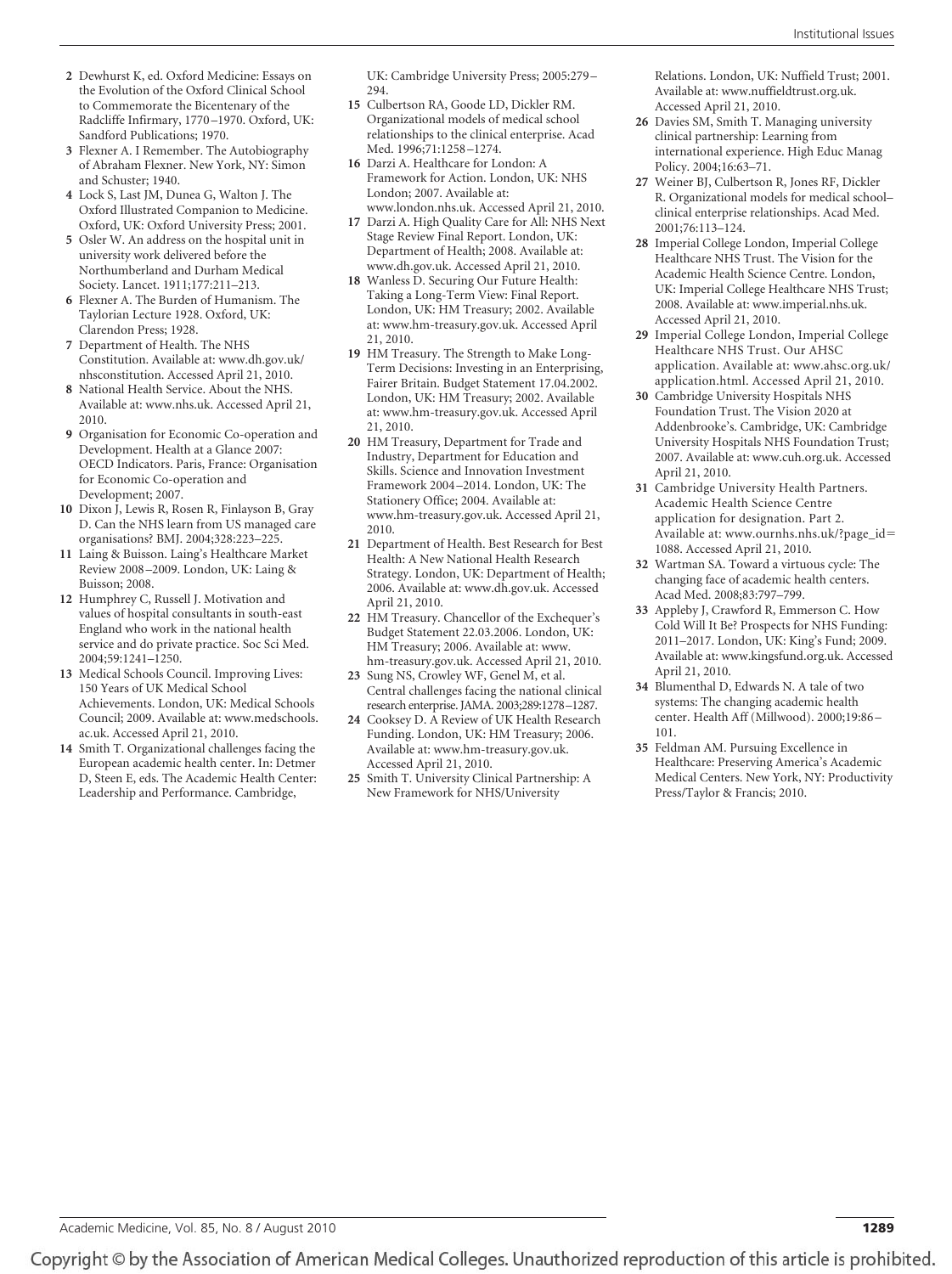2 Dewhurst K, ed. Oxford Medicine: Essays on the Evolution of the Oxford Clinical School to Commemorate the Bicentenary of the Radcliffe Infirmary, 1770–1970. Oxford, UK: Sandford Publications; 1970.

3 Flexner A. I Remember. The Autobiography of Abraham Flexner. New York, NY: Simon and Schuster; 1940.

4 Lock S, Last JM, Dunea G, Walton J. The Oxford Illustrated Companion to Medicine. Oxford, UK: Oxford University Press; 2001.

5 Osler W. An address on the hospital unit in university work delivered before the Northumberland and Durham Medical Society. Lancet. 1911;177:211–213.

6 Flexner A. The Burden of Humanism. The Taylorian Lecture 1928. Oxford, UK: Clarendon Press; 1928.

7 Department of Health. The NHS Constitution. Available at: www.dh.gov.uk/nhsconstitution. Accessed April 21, 2010.

8 National Health Service. About the NHS. Available at: www.nhs.uk. Accessed April 21, 2010.

9 Organisation for Economic Co-operation and Development. Health at a Glance 2007: OECD Indicators. Paris, France: Organisation for Economic Co-operation and Development; 2007.

10 Dixon J, Lewis R, Rosen R, Finlayson B, Gray D. Can the NHS learn from US managed care organisations? BMJ. 2004;328:223–225.

11 Laing & Buisson. Laing's Healthcare Market Review 2008–2009. London, UK: Laing & Buisson; 2008.

12 Humphrey C, Russell J. Motivation and values of hospital consultants in south-east England who work in the national health service and do private practice. Soc Sci Med. 2004;59:1241–1250.

13 Medical Schools Council. Improving Lives: 150 Years of UK Medical School Achievements. London, UK: Medical Schools Council; 2009. Available at: www.medschools.ac.uk. Accessed April 21, 2010.

14 Smith T. Organizational challenges facing the European academic health center. In: Detmer D, Steen E, eds. The Academic Health Center: Leadership and Performance. Cambridge, UK: Cambridge University Press; 2005:279–294.

15 Culbertson RA, Goode LD, Dickler RM. Organizational models of medical school relationships to the clinical enterprise. Acad Med. 1996;71:1258–1274.

16 Darzi A. Healthcare for London: A Framework for Action. London, UK: NHS London; 2007. Available at: www.london.nhs.uk. Accessed April 21, 2010.

17 Darzi A. High Quality Care for All: NHS Next Stage Review Final Report. London, UK: Department of Health; 2008. Available at: www.dh.gov.uk. Accessed April 21, 2010.

18 Wanless D. Securing Our Future Health: Taking a Long-Term View: Final Report. London, UK: HM Treasury; 2002. Available at: www.hm-treasury.gov.uk. Accessed April 21, 2010.

19 HM Treasury. The Strength to Make Long-Term Decisions: Investing in an Enterprising, Fairer Britain. Budget Statement 17.04.2002. London, UK: HM Treasury; 2002. Available at: www.hm-treasury.gov.uk. Accessed April 21, 2010.

20 HM Treasury, Department for Trade and Industry, Department for Education and Skills. Science and Innovation Investment Framework 2004–2014. London, UK: The Stationery Office; 2004. Available at: www.hm-treasury.gov.uk. Accessed April 21, 2010.

21 Department of Health. Best Research for Best Health: A New National Health Research Strategy. London, UK: Department of Health; 2006. Available at: www.dh.gov.uk. Accessed April 21, 2010.

22 HM Treasury. Chancellor of the Exchequer's Budget Statement 22.03.2006. London, UK: HM Treasury; 2006. Available at: www.hm-treasury.gov.uk. Accessed April 21, 2010.

23 Sung NS, Crowley WF, Genel M, et al. Central challenges facing the national clinical research enterprise. JAMA. 2003;289:1278–1287.

24 Cooksey D. A Review of UK Health Research Funding. London, UK: HM Treasury; 2006. Available at: www.hm-treasury.gov.uk. Accessed April 21, 2010.

25 Smith T. University Clinical Partnership: A New Framework for NHS/University Relations. London, UK: Nuffield Trust; 2001. Available at: www.nuffieldtrust.org.uk. Accessed April 21, 2010.

26 Davies SM, Smith T. Managing university clinical partnership: Learning from international experience. High Educ Manag Policy. 2004;16:63–71.

27 Weiner BJ, Culbertson R, Jones RF, Dickler R. Organizational models for medical school–clinical enterprise relationships. Acad Med. 2001;76:113–124.

28 Imperial College London, Imperial College Healthcare NHS Trust. The Vision for the Academic Health Science Centre. London, UK: Imperial College Healthcare NHS Trust; 2008. Available at: www.imperial.nhs.uk. Accessed April 21, 2010.

29 Imperial College London, Imperial College Healthcare NHS Trust. Our AHSC application. Available at: www.ahsc.org.uk/application.html. Accessed April 21, 2010.

30 Cambridge University Hospitals NHS Foundation Trust. The Vision 2020 at Addenbrooke's. Cambridge, UK: Cambridge University Hospitals NHS Foundation Trust; 2007. Available at: www.cuh.org.uk. Accessed April 21, 2010.

31 Cambridge University Health Partners. Academic Health Science Centre application for designation. Part 2. Available at: www.ournhs.nhs.uk/?page_id=1088. Accessed April 21, 2010.

32 Wartman SA. Toward a virtuous cycle: The changing face of academic health centers. Acad Med. 2008;83:797–799.

33 Appleby J, Crawford R, Emmerson C. How Cold Will It Be? Prospects for NHS Funding: 2011–2017. London, UK: King's Fund; 2009. Available at: www.kingsfund.org.uk. Accessed April 21, 2010.

34 Blumenthal D, Edwards N. A tale of two systems: The changing academic health center. Health Aff (Millwood). 2000;19:86–101.

35 Feldman AM. Pursuing Excellence in Healthcare: Preserving America's Academic Medical Centers. New York, NY: Productivity Press/Taylor & Francis; 2010.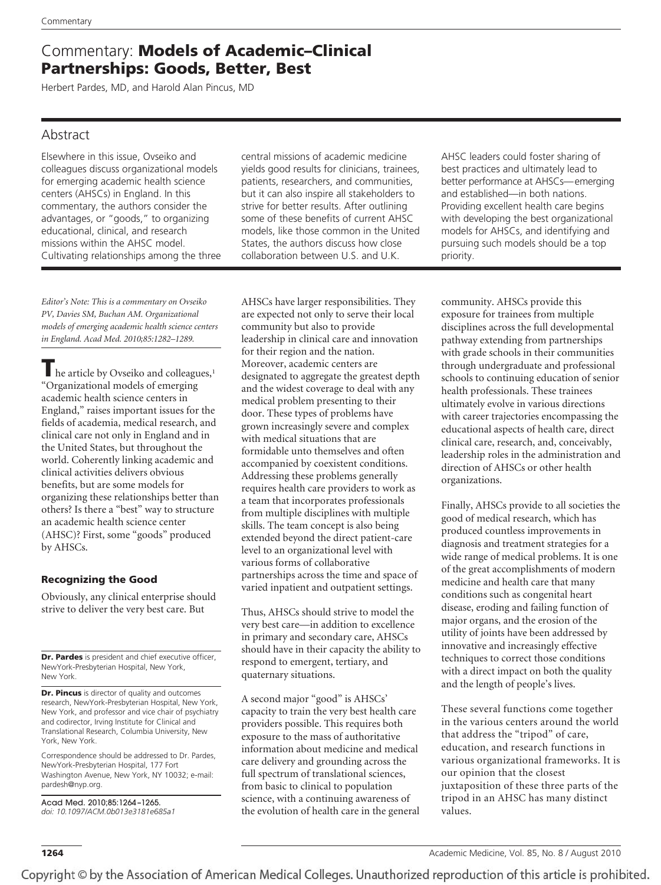# Commentary: **Models of Academic–Clinical Partnerships: Goods, Better, Best**

Herbert Pardes, MD, and Harold Alan Pincus, MD

## Abstract

Elsewhere in this issue, Ovseiko and colleagues discuss organizational models for emerging academic health science centers (AHSCs) in England. In this commentary, the authors consider the advantages, or "goods," to organizing educational, clinical, and research missions within the AHSC model. Cultivating relationships among the three central missions of academic medicine yields good results for clinicians, trainees, patients, researchers, and communities, but it can also inspire all stakeholders to strive for better results. After outlining some of these benefits of current AHSC models, like those common in the United States, the authors discuss how close collaboration between U.S. and U.K. AHSC leaders could foster sharing of best practices and ultimately lead to better performance at AHSCs—emerging and established—in both nations. Providing excellent health care begins with developing the best organizational models for AHSCs, and identifying and pursuing such models should be a top priority.

*Editor's Note: This is a commentary on Ovseiko PV, Davies SM, Buchan AM. Organizational models of emerging academic health science centers in England. Acad Med. 2010;85:1282–1289.*

The article by Ovseiko and colleagues,[1] "Organizational models of emerging academic health science centers in England," raises important issues for the fields of academia, medical research, and clinical care not only in England and in the United States, but throughout the world. Coherently linking academic and clinical activities delivers obvious benefits, but are some models for organizing these relationships better than others? Is there a "best" way to structure an academic health science center (AHSC)? First, some "goods" produced by AHSCs.

### Recognizing the Good

Obviously, any clinical enterprise should strive to deliver the very best care. But AHSCs have larger responsibilities. They are expected not only to serve their local community but also to provide leadership in clinical care and innovation for their region and the nation. Moreover, academic centers are designated to aggregate the greatest depth and the widest coverage to deal with any medical problem presenting to their door. These types of problems have grown increasingly severe and complex with medical situations that are formidable unto themselves and often accompanied by coexistent conditions. Addressing these problems generally requires health care providers to work as a team that incorporates professionals from multiple disciplines with multiple skills. The team concept is also being extended beyond the direct patient-care level to an organizational level with various forms of collaborative partnerships across the time and space of varied inpatient and outpatient settings.

Thus, AHSCs should strive to model the very best care—in addition to excellence in primary and secondary care, AHSCs should have in their capacity the ability to respond to emergent, tertiary, and quaternary situations.

A second major "good" is AHSCs' capacity to train the very best health care providers possible. This requires both exposure to the mass of authoritative information about medicine and medical care delivery and grounding across the full spectrum of translational sciences, from basic to clinical to population science, with a continuing awareness of the evolution of health care in the general community. AHSCs provide this exposure for trainees from multiple disciplines across the full developmental pathway extending from partnerships with grade schools in their communities through undergraduate and professional schools to continuing education of senior health professionals. These trainees ultimately evolve in various directions with career trajectories encompassing the educational aspects of health care, direct clinical care, research, and, conceivably, leadership roles in the administration and direction of AHSCs or other health organizations.

Finally, AHSCs provide to all societies the good of medical research, which has produced countless improvements in diagnosis and treatment strategies for a wide range of medical problems. It is one of the great accomplishments of modern medicine and health care that many conditions such as congenital heart disease, eroding and failing function of major organs, and the erosion of the utility of joints have been addressed by innovative and increasingly effective techniques to correct those conditions with a direct impact on both the quality and the length of people's lives.

These several functions come together in the various centers around the world that address the "tripod" of care, education, and research functions in various organizational frameworks. It is our opinion that the closest juxtaposition of these three parts of the tripod in an AHSC has many distinct values.

**Dr. Pardes** is president and chief executive officer, NewYork-Presbyterian Hospital, New York, New York.

**Dr. Pincus** is director of quality and outcomes research, NewYork-Presbyterian Hospital, New York, New York, and professor and vice chair of psychiatry and codirector, Irving Institute for Clinical and Translational Research, Columbia University, New York, New York.

Correspondence should be addressed to Dr. Pardes, NewYork-Presbyterian Hospital, 177 Fort Washington Avenue, New York, NY 10032; e-mail: pardesh@nyp.org.

Acad Med. 2010;85:1264–1265.
*doi: 10.1097/ACM.0b013e3181e685a1*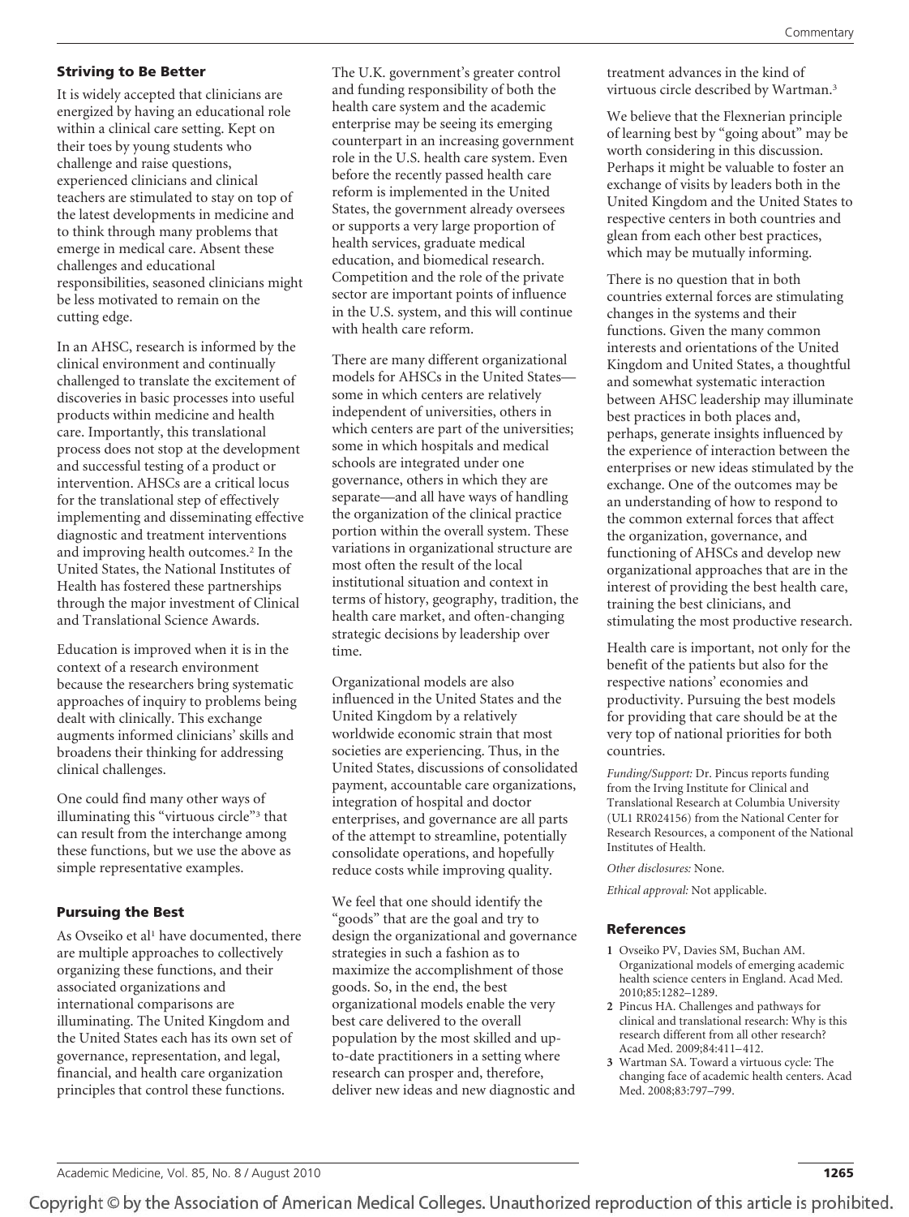## Striving to Be Better

It is widely accepted that clinicians are energized by having an educational role within a clinical care setting. Kept on their toes by young students who challenge and raise questions, experienced clinicians and clinical teachers are stimulated to stay on top of the latest developments in medicine and to think through many problems that emerge in medical care. Absent these challenges and educational responsibilities, seasoned clinicians might be less motivated to remain on the cutting edge.

In an AHSC, research is informed by the clinical environment and continually challenged to translate the excitement of discoveries in basic processes into useful products within medicine and health care. Importantly, this translational process does not stop at the development and successful testing of a product or intervention. AHSCs are a critical locus for the translational step of effectively implementing and disseminating effective diagnostic and treatment interventions and improving health outcomes.[2] In the United States, the National Institutes of Health has fostered these partnerships through the major investment of Clinical and Translational Science Awards.

Education is improved when it is in the context of a research environment because the researchers bring systematic approaches of inquiry to problems being dealt with clinically. This exchange augments informed clinicians' skills and broadens their thinking for addressing clinical challenges.

One could find many other ways of illuminating this "virtuous circle"[3] that can result from the interchange among these functions, but we use the above as simple representative examples.

## Pursuing the Best

As Ovseiko et al[1] have documented, there are multiple approaches to collectively organizing these functions, and their associated organizations and international comparisons are illuminating. The United Kingdom and the United States each has its own set of governance, representation, and legal, financial, and health care organization principles that control these functions.

The U.K. government's greater control and funding responsibility of both the health care system and the academic enterprise may be seeing its emerging counterpart in an increasing government role in the U.S. health care system. Even before the recently passed health care reform is implemented in the United States, the government already oversees or supports a very large proportion of health services, graduate medical education, and biomedical research. Competition and the role of the private sector are important points of influence in the U.S. system, and this will continue with health care reform.

There are many different organizational models for AHSCs in the United States—some in which centers are relatively independent of universities, others in which centers are part of the universities; some in which hospitals and medical schools are integrated under one governance, others in which they are separate—and all have ways of handling the organization of the clinical practice portion within the overall system. These variations in organizational structure are most often the result of the local institutional situation and context in terms of history, geography, tradition, the health care market, and often-changing strategic decisions by leadership over time.

Organizational models are also influenced in the United States and the United Kingdom by a relatively worldwide economic strain that most societies are experiencing. Thus, in the United States, discussions of consolidated payment, accountable care organizations, integration of hospital and doctor enterprises, and governance are all parts of the attempt to streamline, potentially consolidate operations, and hopefully reduce costs while improving quality.

We feel that one should identify the "goods" that are the goal and try to design the organizational and governance strategies in such a fashion as to maximize the accomplishment of those goods. So, in the end, the best organizational models enable the very best care delivered to the overall population by the most skilled and up-to-date practitioners in a setting where research can prosper and, therefore, deliver new ideas and new diagnostic and treatment advances in the kind of virtuous circle described by Wartman.[3]

We believe that the Flexnerian principle of learning best by "going about" may be worth considering in this discussion. Perhaps it might be valuable to foster an exchange of visits by leaders both in the United Kingdom and the United States to respective centers in both countries and glean from each other best practices, which may be mutually informing.

There is no question that in both countries external forces are stimulating changes in the systems and their functions. Given the many common interests and orientations of the United Kingdom and United States, a thoughtful and somewhat systematic interaction between AHSC leadership may illuminate best practices in both places and, perhaps, generate insights influenced by the experience of interaction between the enterprises or new ideas stimulated by the exchange. One of the outcomes may be an understanding of how to respond to the common external forces that affect the organization, governance, and functioning of AHSCs and develop new organizational approaches that are in the interest of providing the best health care, training the best clinicians, and stimulating the most productive research.

Health care is important, not only for the benefit of the patients but also for the respective nations' economies and productivity. Pursuing the best models for providing that care should be at the very top of national priorities for both countries.

*Funding/Support:* Dr. Pincus reports funding from the Irving Institute for Clinical and Translational Research at Columbia University (UL1 RR024156) from the National Center for Research Resources, a component of the National Institutes of Health.

*Other disclosures:* None.

*Ethical approval:* Not applicable.

## References

1. Ovseiko PV, Davies SM, Buchan AM. Organizational models of emerging academic health science centers in England. Acad Med. 2010;85:1282–1289.
2. Pincus HA. Challenges and pathways for clinical and translational research: Why is this research different from all other research? Acad Med. 2009;84:411–412.
3. Wartman SA. Toward a virtuous cycle: The changing face of academic health centers. Acad Med. 2008;83:797–799.